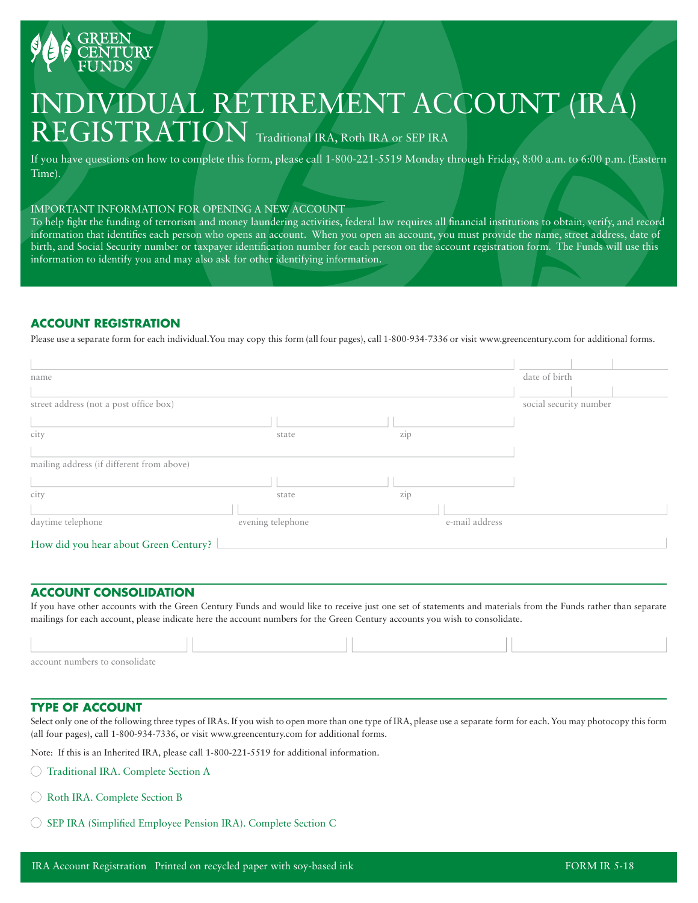GREEN CENTURY FUNDS

# INDIVIDUAL RETIREMENT ACCOUNT (IRA) REGISTRATION

Traditional IRA, Roth IRA or SEP IRA

If you have questions on how to complete this form, please call 1-800-221-5519 Monday through Friday, 8:00 a.m. to 6:00 p.m. (Eastern Time).

IMPORTANT INFORMATION FOR OPENING A NEW ACCOUNT
To help fight the funding of terrorism and money laundering activities, federal law requires all financial institutions to obtain, verify, and record information that identifies each person who opens an account. When you open an account, you must provide the name, street address, date of birth, and Social Security number or taxpayer identification number for each person on the account registration form. The Funds will use this information to identify you and may also ask for other identifying information.

## ACCOUNT REGISTRATION

Please use a separate form for each individual.You may copy this form (all four pages), call 1-800-934-7336 or visit www.greencentury.com for additional forms.

name ______________________ date of birth ______

street address (not a post office box) ______________________ social security number ______

city ______ state ______ zip ______

mailing address (if different from above) ______________________

city ______ state ______ zip ______

daytime telephone ______ evening telephone ______ e-mail address ______

How did you hear about Green Century? ______________________

## ACCOUNT CONSOLIDATION

If you have other accounts with the Green Century Funds and would like to receive just one set of statements and materials from the Funds rather than separate mailings for each account, please indicate here the account numbers for the Green Century accounts you wish to consolidate.

account numbers to consolidate ______ ______ ______ ______

## TYPE OF ACCOUNT

Select only one of the following three types of IRAs. If you wish to open more than one type of IRA, please use a separate form for each. You may photocopy this form (all four pages), call 1-800-934-7336, or visit www.greencentury.com for additional forms.

Note: If this is an Inherited IRA, please call 1-800-221-5519 for additional information.

- ○ Traditional IRA. Complete Section A
- ○ Roth IRA. Complete Section B
- ○ SEP IRA (Simplified Employee Pension IRA). Complete Section C

IRA Account Registration Printed on recycled paper with soy-based ink FORM IR 5-18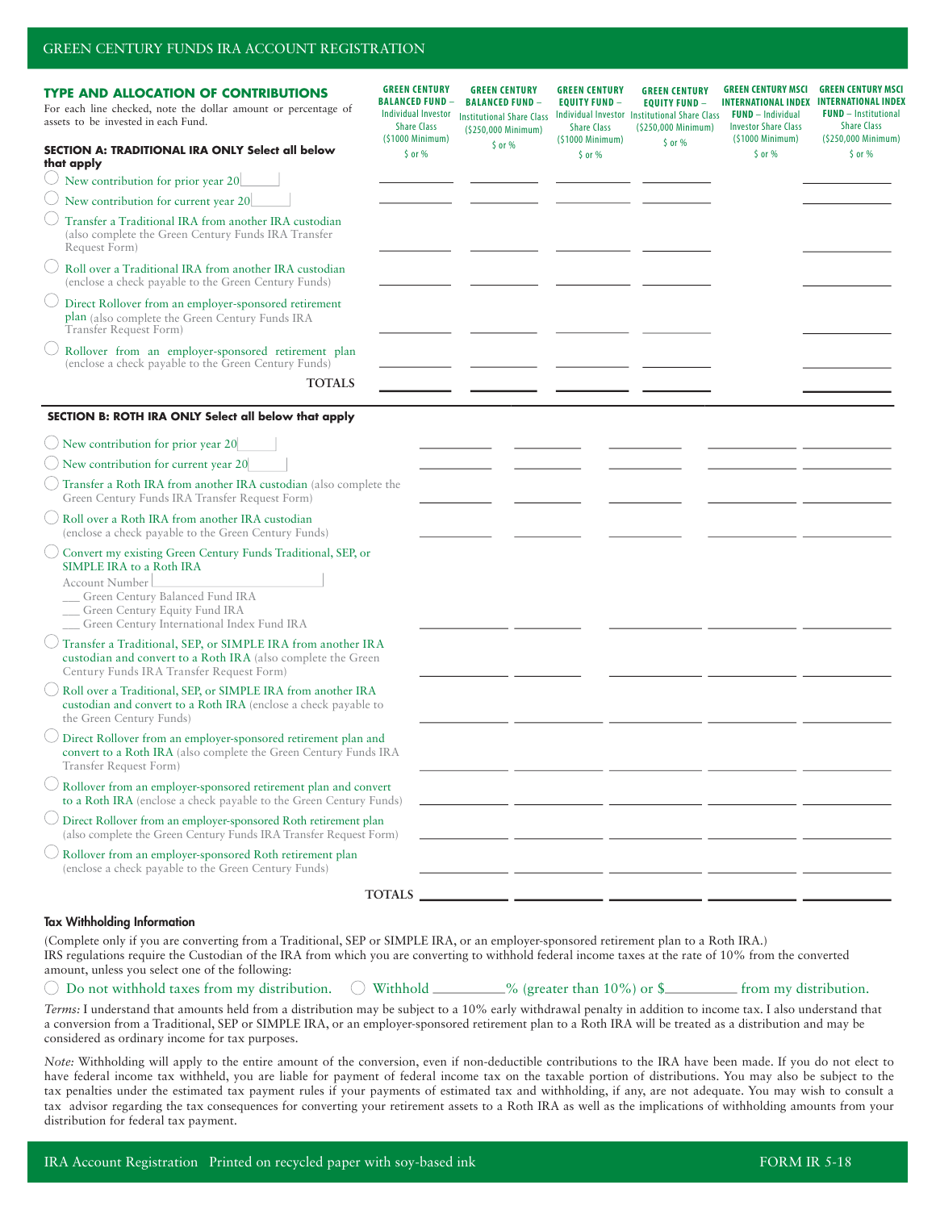## GREEN CENTURY FUNDS IRA ACCOUNT REGISTRATION

### TYPE AND ALLOCATION OF CONTRIBUTIONS

For each line checked, note the dollar amount or percentage of assets to be invested in each Fund.

**SECTION A: TRADITIONAL IRA ONLY Select all below that apply**

| | GREEN CENTURY BALANCED FUND – Individual Investor Share Class ($1000 Minimum) $ or % | GREEN CENTURY BALANCED FUND – Institutional Share Class ($250,000 Minimum) $ or % | GREEN CENTURY EQUITY FUND – Individual Investor Share Class ($1000 Minimum) $ or % | GREEN CENTURY EQUITY FUND – Institutional Share Class ($250,000 Minimum) $ or % | GREEN CENTURY MSCI INTERNATIONAL INDEX FUND – Individual Investor Share Class ($1000 Minimum) $ or % | GREEN CENTURY MSCI INTERNATIONAL INDEX FUND – Institutional Share Class ($250,000 Minimum) $ or % |
|---|---|---|---|---|---|---|
| ◯ New contribution for prior year 20___ | ___ | ___ | ___ | ___ | | ___ |
| ◯ New contribution for current year 20___ | ___ | ___ | ___ | ___ | | ___ |
| ◯ Transfer a Traditional IRA from another IRA custodian (also complete the Green Century Funds IRA Transfer Request Form) | ___ | ___ | ___ | ___ | | ___ |
| ◯ Roll over a Traditional IRA from another IRA custodian (enclose a check payable to the Green Century Funds) | ___ | ___ | ___ | ___ | | ___ |
| ◯ Direct Rollover from an employer-sponsored retirement plan (also complete the Green Century Funds IRA Transfer Request Form) | ___ | ___ | ___ | ___ | | ___ |
| ◯ Rollover from an employer-sponsored retirement plan (enclose a check payable to the Green Century Funds) | ___ | ___ | ___ | ___ | | ___ |
| TOTALS | ___ | ___ | ___ | ___ | | ___ |

**SECTION B: ROTH IRA ONLY Select all below that apply**

| | | | | | |
|---|---|---|---|---|---|
| ◯ New contribution for prior year 20___ | ___ | ___ | ___ | ___ | ___ |
| ◯ New contribution for current year 20___ | ___ | ___ | ___ | ___ | ___ |
| ◯ Transfer a Roth IRA from another IRA custodian (also complete the Green Century Funds IRA Transfer Request Form) | ___ | ___ | ___ | ___ | ___ |
| ◯ Roll over a Roth IRA from another IRA custodian (enclose a check payable to the Green Century Funds) | ___ | ___ | ___ | ___ | ___ |
| ◯ Convert my existing Green Century Funds Traditional, SEP, or SIMPLE IRA to a Roth IRA<br>Account Number ___<br>___ Green Century Balanced Fund IRA<br>___ Green Century Equity Fund IRA<br>___ Green Century International Index Fund IRA | ___ | ___ | ___ | ___ | ___ |
| ◯ Transfer a Traditional, SEP, or SIMPLE IRA from another IRA custodian and convert to a Roth IRA (also complete the Green Century Funds IRA Transfer Request Form) | ___ | ___ | ___ | ___ | ___ |
| ◯ Roll over a Traditional, SEP, or SIMPLE IRA from another IRA custodian and convert to a Roth IRA (enclose a check payable to the Green Century Funds) | ___ | ___ | ___ | ___ | ___ |
| ◯ Direct Rollover from an employer-sponsored retirement plan and convert to a Roth IRA (also complete the Green Century Funds IRA Transfer Request Form) | ___ | ___ | ___ | ___ | ___ |
| ◯ Rollover from an employer-sponsored retirement plan and convert to a Roth IRA (enclose a check payable to the Green Century Funds) | ___ | ___ | ___ | ___ | ___ |
| ◯ Direct Rollover from an employer-sponsored Roth retirement plan (also complete the Green Century Funds IRA Transfer Request Form) | ___ | ___ | ___ | ___ | ___ |
| ◯ Rollover from an employer-sponsored Roth retirement plan (enclose a check payable to the Green Century Funds) | ___ | ___ | ___ | ___ | ___ |
| TOTALS | ___ | ___ | ___ | ___ | ___ |

### Tax Withholding Information

(Complete only if you are converting from a Traditional, SEP or SIMPLE IRA, or an employer-sponsored retirement plan to a Roth IRA.)
IRS regulations require the Custodian of the IRA from which you are converting to withhold federal income taxes at the rate of 10% from the converted amount, unless you select one of the following:

◯ Do not withhold taxes from my distribution. ◯ Withhold _________% (greater than 10%) or $_________ from my distribution.

*Terms:* I understand that amounts held from a distribution may be subject to a 10% early withdrawal penalty in addition to income tax. I also understand that a conversion from a Traditional, SEP or SIMPLE IRA, or an employer-sponsored retirement plan to a Roth IRA will be treated as a distribution and may be considered as ordinary income for tax purposes.

*Note:* Withholding will apply to the entire amount of the conversion, even if non-deductible contributions to the IRA have been made. If you do not elect to have federal income tax withheld, you are liable for payment of federal income tax on the taxable portion of distributions. You may also be subject to the tax penalties under the estimated tax payment rules if your payments of estimated tax and withholding, if any, are not adequate. You may wish to consult a tax advisor regarding the tax consequences for converting your retirement assets to a Roth IRA as well as the implications of withholding amounts from your distribution for federal tax payment.

IRA Account Registration Printed on recycled paper with soy-based ink FORM IR 5-18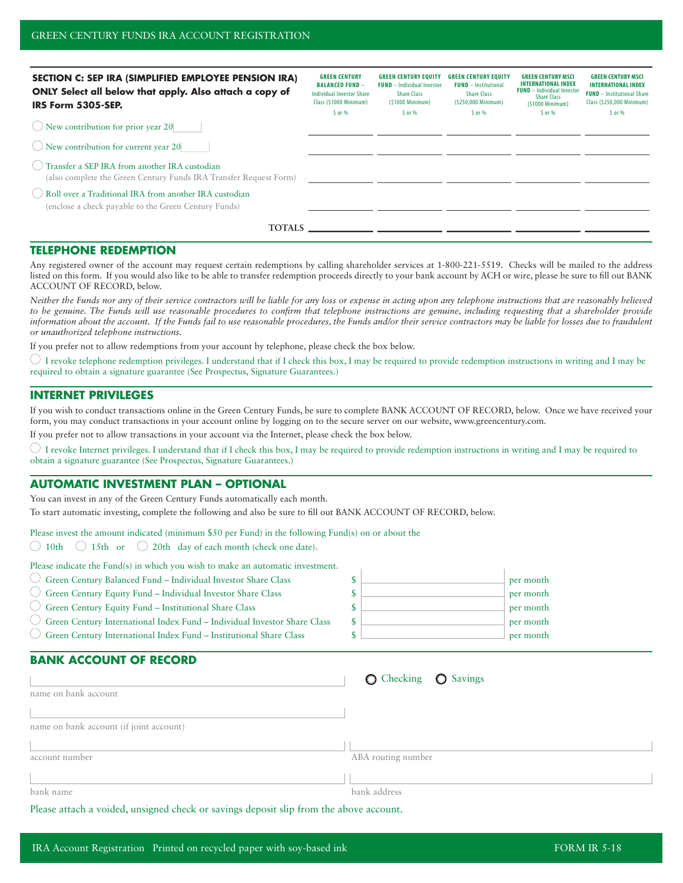GREEN CENTURY FUNDS IRA ACCOUNT REGISTRATION

## SECTION C: SEP IRA (SIMPLIFIED EMPLOYEE PENSION IRA) ONLY Select all below that apply. Also attach a copy of IRS Form 5305-SEP.

| | GREEN CENTURY BALANCED FUND – Individual Investor Share Class ($1000 Minimum) $ or % | GREEN CENTURY EQUITY FUND – Individual Investor Share Class ($1000 Minimum) $ or % | GREEN CENTURY EQUITY FUND – Institutional Share Class ($250,000 Minimum) $ or % | GREEN CENTURY MSCI INTERNATIONAL INDEX FUND – Individual Investor Share Class ($1000 Minimum) $ or % | GREEN CENTURY MSCI INTERNATIONAL INDEX FUND – Institutional Share Class ($250,000 Minimum) $ or % |
|---|---|---|---|---|---|
| ◯ New contribution for prior year 20____ | | | | | |
| ◯ New contribution for current year 20____ | | | | | |
| ◯ Transfer a SEP IRA from another IRA custodian (also complete the Green Century Funds IRA Transfer Request Form) | | | | | |
| ◯ Roll over a Traditional IRA from another IRA custodian (enclose a check payable to the Green Century Funds) | | | | | |
| TOTALS | | | | | |

## TELEPHONE REDEMPTION

Any registered owner of the account may request certain redemptions by calling shareholder services at 1-800-221-5519. Checks will be mailed to the address listed on this form. If you would also like to be able to transfer redemption proceeds directly to your bank account by ACH or wire, please be sure to fill out BANK ACCOUNT OF RECORD, below.

*Neither the Funds nor any of their service contractors will be liable for any loss or expense in acting upon any telephone instructions that are reasonably believed to be genuine. The Funds will use reasonable procedures to confirm that telephone instructions are genuine, including requesting that a shareholder provide information about the account. If the Funds fail to use reasonable procedures, the Funds and/or their service contractors may be liable for losses due to fraudulent or unauthorized telephone instructions.*

If you prefer not to allow redemptions from your account by telephone, please check the box below.

◯ I revoke telephone redemption privileges. I understand that if I check this box, I may be required to provide redemption instructions in writing and I may be required to obtain a signature guarantee (See Prospectus, Signature Guarantees.)

## INTERNET PRIVILEGES

If you wish to conduct transactions online in the Green Century Funds, be sure to complete BANK ACCOUNT OF RECORD, below. Once we have received your form, you may conduct transactions in your account online by logging on to the secure server on our website, www.greencentury.com.

If you prefer not to allow transactions in your account via the Internet, please check the box below.

◯ I revoke Internet privileges. I understand that if I check this box, I may be required to provide redemption instructions in writing and I may be required to obtain a signature guarantee (See Prospectus, Signature Guarantees.)

## AUTOMATIC INVESTMENT PLAN – OPTIONAL

You can invest in any of the Green Century Funds automatically each month.

To start automatic investing, complete the following and also be sure to fill out BANK ACCOUNT OF RECORD, below.

Please invest the amount indicated (minimum $50 per Fund) in the following Fund(s) on or about the

◯ 10th ◯ 15th or ◯ 20th day of each month (check one date).

Please indicate the Fund(s) in which you wish to make an automatic investment.

◯ Green Century Balanced Fund – Individual Investor Share Class $ ______ per month
◯ Green Century Equity Fund – Individual Investor Share Class $ ______ per month
◯ Green Century Equity Fund – Institutional Share Class $ ______ per month
◯ Green Century International Index Fund – Individual Investor Share Class $ ______ per month
◯ Green Century International Index Fund – Institutional Share Class $ ______ per month

## BANK ACCOUNT OF RECORD

◯ Checking ◯ Savings

name on bank account

name on bank account (if joint account)

account number

ABA routing number

bank name

bank address

Please attach a voided, unsigned check or savings deposit slip from the above account.

IRA Account Registration Printed on recycled paper with soy-based ink FORM IR 5-18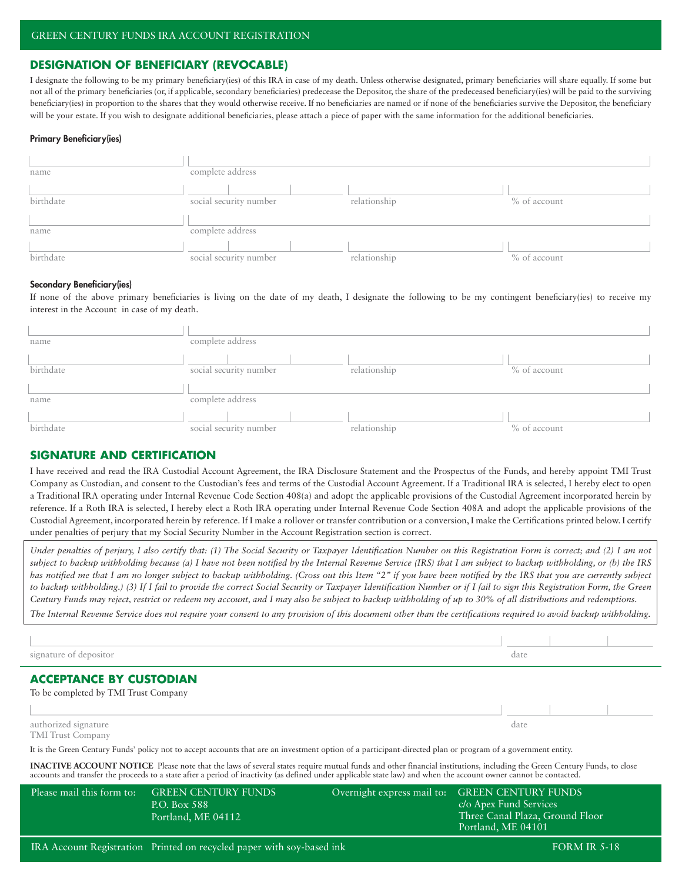GREEN CENTURY FUNDS IRA ACCOUNT REGISTRATION

## DESIGNATION OF BENEFICIARY (REVOCABLE)

I designate the following to be my primary beneficiary(ies) of this IRA in case of my death. Unless otherwise designated, primary beneficiaries will share equally. If some but not all of the primary beneficiaries (or, if applicable, secondary beneficiaries) predecease the Depositor, the share of the predeceased beneficiary(ies) will be paid to the surviving beneficiary(ies) in proportion to the shares that they would otherwise receive. If no beneficiaries are named or if none of the beneficiaries survive the Depositor, the beneficiary will be your estate. If you wish to designate additional beneficiaries, please attach a piece of paper with the same information for the additional beneficiaries.

### Primary Beneficiary(ies)

name ____________ complete address ____________

birthdate ____________ social security number ____________ relationship ____________ % of account ____________

name ____________ complete address ____________

birthdate ____________ social security number ____________ relationship ____________ % of account ____________

### Secondary Beneficiary(ies)

If none of the above primary beneficiaries is living on the date of my death, I designate the following to be my contingent beneficiary(ies) to receive my interest in the Account in case of my death.

name ____________ complete address ____________

birthdate ____________ social security number ____________ relationship ____________ % of account ____________

name ____________ complete address ____________

birthdate ____________ social security number ____________ relationship ____________ % of account ____________

## SIGNATURE AND CERTIFICATION

I have received and read the IRA Custodial Account Agreement, the IRA Disclosure Statement and the Prospectus of the Funds, and hereby appoint TMI Trust Company as Custodian, and consent to the Custodian's fees and terms of the Custodial Account Agreement. If a Traditional IRA is selected, I hereby elect to open a Traditional IRA operating under Internal Revenue Code Section 408(a) and adopt the applicable provisions of the Custodial Agreement incorporated herein by reference. If a Roth IRA is selected, I hereby elect a Roth IRA operating under Internal Revenue Code Section 408A and adopt the applicable provisions of the Custodial Agreement, incorporated herein by reference. If I make a rollover or transfer contribution or a conversion, I make the Certifications printed below. I certify under penalties of perjury that my Social Security Number in the Account Registration section is correct.

*Under penalties of perjury, I also certify that: (1) The Social Security or Taxpayer Identification Number on this Registration Form is correct; and (2) I am not subject to backup withholding because (a) I have not been notified by the Internal Revenue Service (IRS) that I am subject to backup withholding, or (b) the IRS has notified me that I am no longer subject to backup withholding. (Cross out this Item "2" if you have been notified by the IRS that you are currently subject to backup withholding.) (3) If I fail to provide the correct Social Security or Taxpayer Identification Number or if I fail to sign this Registration Form, the Green Century Funds may reject, restrict or redeem my account, and I may also be subject to backup withholding of up to 30% of all distributions and redemptions.*

*The Internal Revenue Service does not require your consent to any provision of this document other than the certifications required to avoid backup withholding.*

signature of depositor ____________ date ____________

## ACCEPTANCE BY CUSTODIAN

To be completed by TMI Trust Company

authorized signature ____________ date ____________
TMI Trust Company

It is the Green Century Funds' policy not to accept accounts that are an investment option of a participant-directed plan or program of a government entity.

**INACTIVE ACCOUNT NOTICE** Please note that the laws of several states require mutual funds and other financial institutions, including the Green Century Funds, to close accounts and transfer the proceeds to a state after a period of inactivity (as defined under applicable state law) and when the account owner cannot be contacted.

Please mail this form to: GREEN CENTURY FUNDS
P.O. Box 588
Portland, ME 04112

Overnight express mail to: GREEN CENTURY FUNDS
c/o Apex Fund Services
Three Canal Plaza, Ground Floor
Portland, ME 04101

IRA Account Registration Printed on recycled paper with soy-based ink FORM IR 5-18